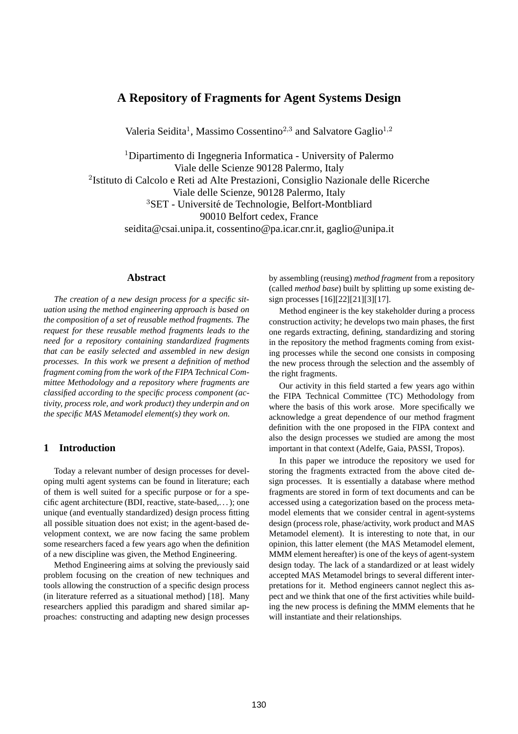# A Repository of Fragments for Agent Systems Design

Valeria Seidita[1], Massimo Cossentino[2,3] and Salvatore Gaglio[1,2]

[1]Dipartimento di Ingegneria Informatica - University of Palermo
Viale delle Scienze 90128 Palermo, Italy
[2]Istituto di Calcolo e Reti ad Alte Prestazioni, Consiglio Nazionale delle Ricerche
Viale delle Scienze, 90128 Palermo, Italy
[3]SET - Université de Technologie, Belfort-Montbliard
90010 Belfort cedex, France
seidita@csai.unipa.it, cossentino@pa.icar.cnr.it, gaglio@unipa.it

## Abstract

*The creation of a new design process for a specific situation using the method engineering approach is based on the composition of a set of reusable method fragments. The request for these reusable method fragments leads to the need for a repository containing standardized fragments that can be easily selected and assembled in new design processes. In this work we present a definition of method fragment coming from the work of the FIPA Technical Committee Methodology and a repository where fragments are classified according to the specific process component (activity, process role, and work product) they underpin and on the specific MAS Metamodel element(s) they work on.*

## 1 Introduction

Today a relevant number of design processes for developing multi agent systems can be found in literature; each of them is well suited for a specific purpose or for a specific agent architecture (BDI, reactive, state-based,...); one unique (and eventually standardized) design process fitting all possible situation does not exist; in the agent-based development context, we are now facing the same problem some researchers faced a few years ago when the definition of a new discipline was given, the Method Engineering.

Method Engineering aims at solving the previously said problem focusing on the creation of new techniques and tools allowing the construction of a specific design process (in literature referred as a situational method) [18]. Many researchers applied this paradigm and shared similar approaches: constructing and adapting new design processes by assembling (reusing) *method fragment* from a repository (called *method base*) built by splitting up some existing design processes [16][22][21][3][17].

Method engineer is the key stakeholder during a process construction activity; he develops two main phases, the first one regards extracting, defining, standardizing and storing in the repository the method fragments coming from existing processes while the second one consists in composing the new process through the selection and the assembly of the right fragments.

Our activity in this field started a few years ago within the FIPA Technical Committee (TC) Methodology from where the basis of this work arose. More specifically we acknowledge a great dependence of our method fragment definition with the one proposed in the FIPA context and also the design processes we studied are among the most important in that context (Adelfe, Gaia, PASSI, Tropos).

In this paper we introduce the repository we used for storing the fragments extracted from the above cited design processes. It is essentially a database where method fragments are stored in form of text documents and can be accessed using a categorization based on the process metamodel elements that we consider central in agent-systems design (process role, phase/activity, work product and MAS Metamodel element). It is interesting to note that, in our opinion, this latter element (the MAS Metamodel element, MMM element hereafter) is one of the keys of agent-system design today. The lack of a standardized or at least widely accepted MAS Metamodel brings to several different interpretations for it. Method engineers cannot neglect this aspect and we think that one of the first activities while building the new process is defining the MMM elements that he will instantiate and their relationships.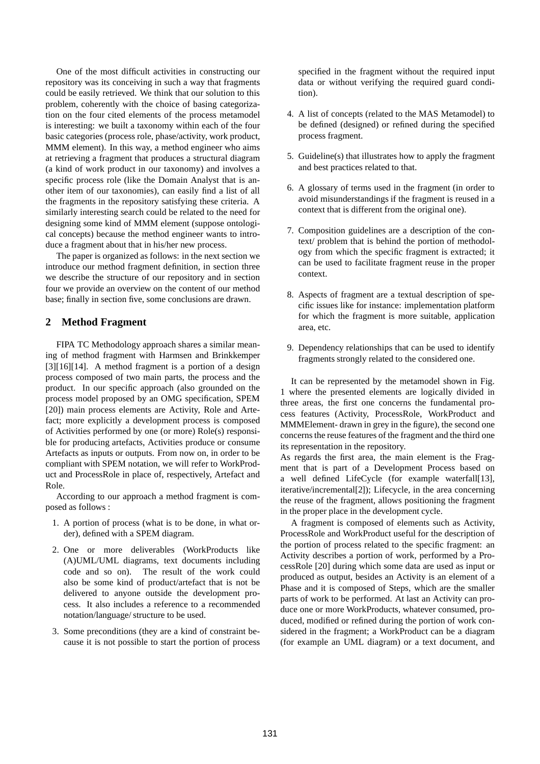One of the most difficult activities in constructing our repository was its conceiving in such a way that fragments could be easily retrieved. We think that our solution to this problem, coherently with the choice of basing categorization on the four cited elements of the process metamodel is interesting: we built a taxonomy within each of the four basic categories (process role, phase/activity, work product, MMM element). In this way, a method engineer who aims at retrieving a fragment that produces a structural diagram (a kind of work product in our taxonomy) and involves a specific process role (like the Domain Analyst that is another item of our taxonomies), can easily find a list of all the fragments in the repository satisfying these criteria. A similarly interesting search could be related to the need for designing some kind of MMM element (suppose ontological concepts) because the method engineer wants to introduce a fragment about that in his/her new process.

The paper is organized as follows: in the next section we introduce our method fragment definition, in section three we describe the structure of our repository and in section four we provide an overview on the content of our method base; finally in section five, some conclusions are drawn.

## 2 Method Fragment

FIPA TC Methodology approach shares a similar meaning of method fragment with Harmsen and Brinkkemper [3][16][14]. A method fragment is a portion of a design process composed of two main parts, the process and the product. In our specific approach (also grounded on the process model proposed by an OMG specification, SPEM [20]) main process elements are Activity, Role and Artefact; more explicitly a development process is composed of Activities performed by one (or more) Role(s) responsible for producing artefacts, Activities produce or consume Artefacts as inputs or outputs. From now on, in order to be compliant with SPEM notation, we will refer to WorkProduct and ProcessRole in place of, respectively, Artefact and Role.

According to our approach a method fragment is composed as follows :

1. A portion of process (what is to be done, in what order), defined with a SPEM diagram.
2. One or more deliverables (WorkProducts like (A)UML/UML diagrams, text documents including code and so on). The result of the work could also be some kind of product/artefact that is not be delivered to anyone outside the development process. It also includes a reference to a recommended notation/language/ structure to be used.
3. Some preconditions (they are a kind of constraint because it is not possible to start the portion of process specified in the fragment without the required input data or without verifying the required guard condition).
4. A list of concepts (related to the MAS Metamodel) to be defined (designed) or refined during the specified process fragment.
5. Guideline(s) that illustrates how to apply the fragment and best practices related to that.
6. A glossary of terms used in the fragment (in order to avoid misunderstandings if the fragment is reused in a context that is different from the original one).
7. Composition guidelines are a description of the context/ problem that is behind the portion of methodology from which the specific fragment is extracted; it can be used to facilitate fragment reuse in the proper context.
8. Aspects of fragment are a textual description of specific issues like for instance: implementation platform for which the fragment is more suitable, application area, etc.
9. Dependency relationships that can be used to identify fragments strongly related to the considered one.

It can be represented by the metamodel shown in Fig. 1 where the presented elements are logically divided in three areas, the first one concerns the fundamental process features (Activity, ProcessRole, WorkProduct and MMMElement- drawn in grey in the figure), the second one concerns the reuse features of the fragment and the third one its representation in the repository.
As regards the first area, the main element is the Fragment that is part of a Development Process based on a well defined LifeCycle (for example waterfall[13], iterative/incremental[2]); Lifecycle, in the area concerning the reuse of the fragment, allows positioning the fragment in the proper place in the development cycle.

A fragment is composed of elements such as Activity, ProcessRole and WorkProduct useful for the description of the portion of process related to the specific fragment: an Activity describes a portion of work, performed by a ProcessRole [20] during which some data are used as input or produced as output, besides an Activity is an element of a Phase and it is composed of Steps, which are the smaller parts of work to be performed. At last an Activity can produce one or more WorkProducts, whatever consumed, produced, modified or refined during the portion of work considered in the fragment; a WorkProduct can be a diagram (for example an UML diagram) or a text document, and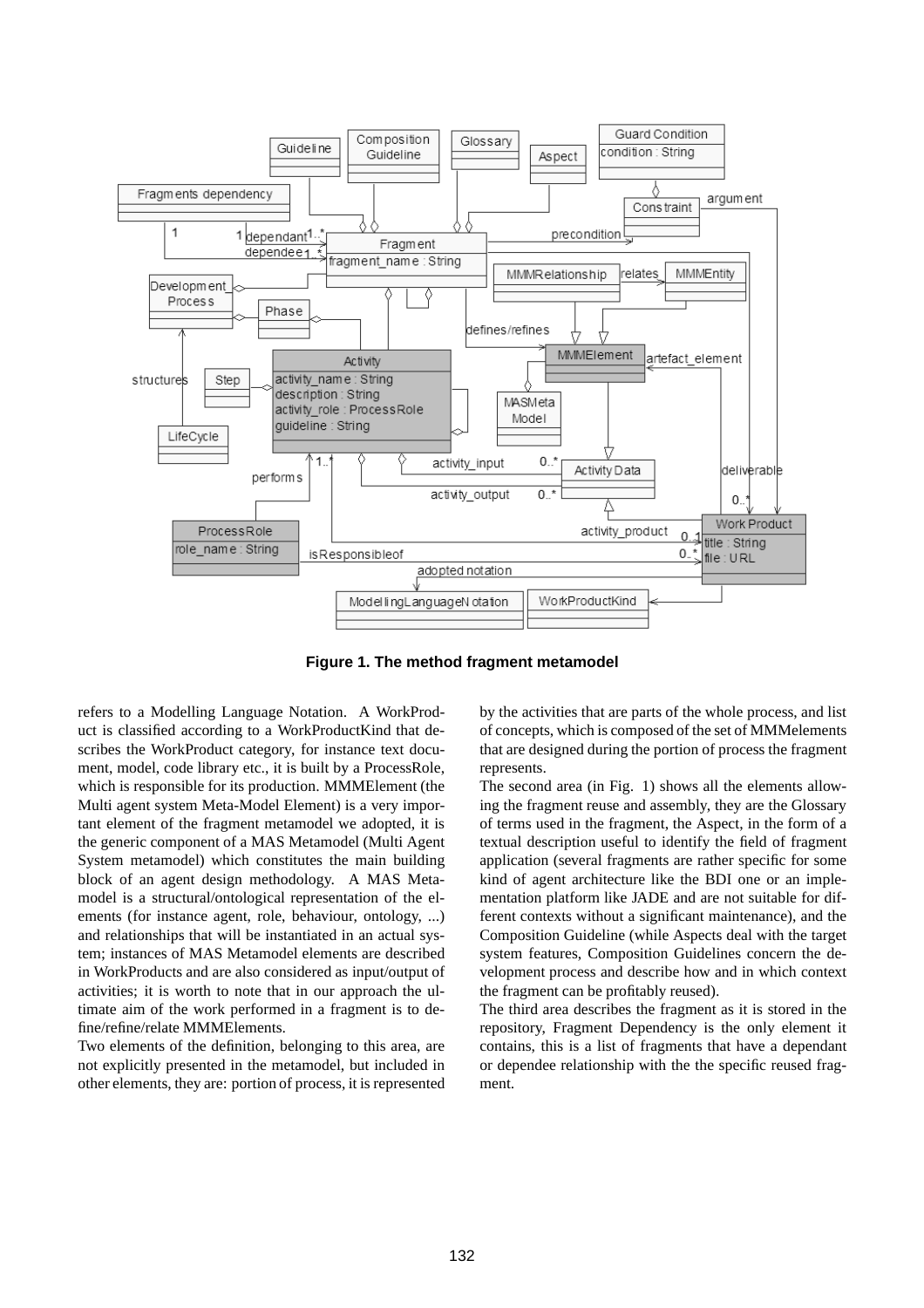**Figure 1. The method fragment metamodel**

refers to a Modelling Language Notation. A WorkProduct is classified according to a WorkProductKind that describes the WorkProduct category, for instance text document, model, code library etc., it is built by a ProcessRole, which is responsible for its production. MMMElement (the Multi agent system Meta-Model Element) is a very important element of the fragment metamodel we adopted, it is the generic component of a MAS Metamodel (Multi Agent System metamodel) which constitutes the main building block of an agent design methodology. A MAS Metamodel is a structural/ontological representation of the elements (for instance agent, role, behaviour, ontology, ...) and relationships that will be instantiated in an actual system; instances of MAS Metamodel elements are described in WorkProducts and are also considered as input/output of activities; it is worth to note that in our approach the ultimate aim of the work performed in a fragment is to define/refine/relate MMMElements.

Two elements of the definition, belonging to this area, are not explicitly presented in the metamodel, but included in other elements, they are: portion of process, it is represented by the activities that are parts of the whole process, and list of concepts, which is composed of the set of MMMelements that are designed during the portion of process the fragment represents.

The second area (in Fig. 1) shows all the elements allowing the fragment reuse and assembly, they are the Glossary of terms used in the fragment, the Aspect, in the form of a textual description useful to identify the field of fragment application (several fragments are rather specific for some kind of agent architecture like the BDI one or an implementation platform like JADE and are not suitable for different contexts without a significant maintenance), and the Composition Guideline (while Aspects deal with the target system features, Composition Guidelines concern the development process and describe how and in which context the fragment can be profitably reused).

The third area describes the fragment as it is stored in the repository, Fragment Dependency is the only element it contains, this is a list of fragments that have a dependant or dependee relationship with the the specific reused fragment.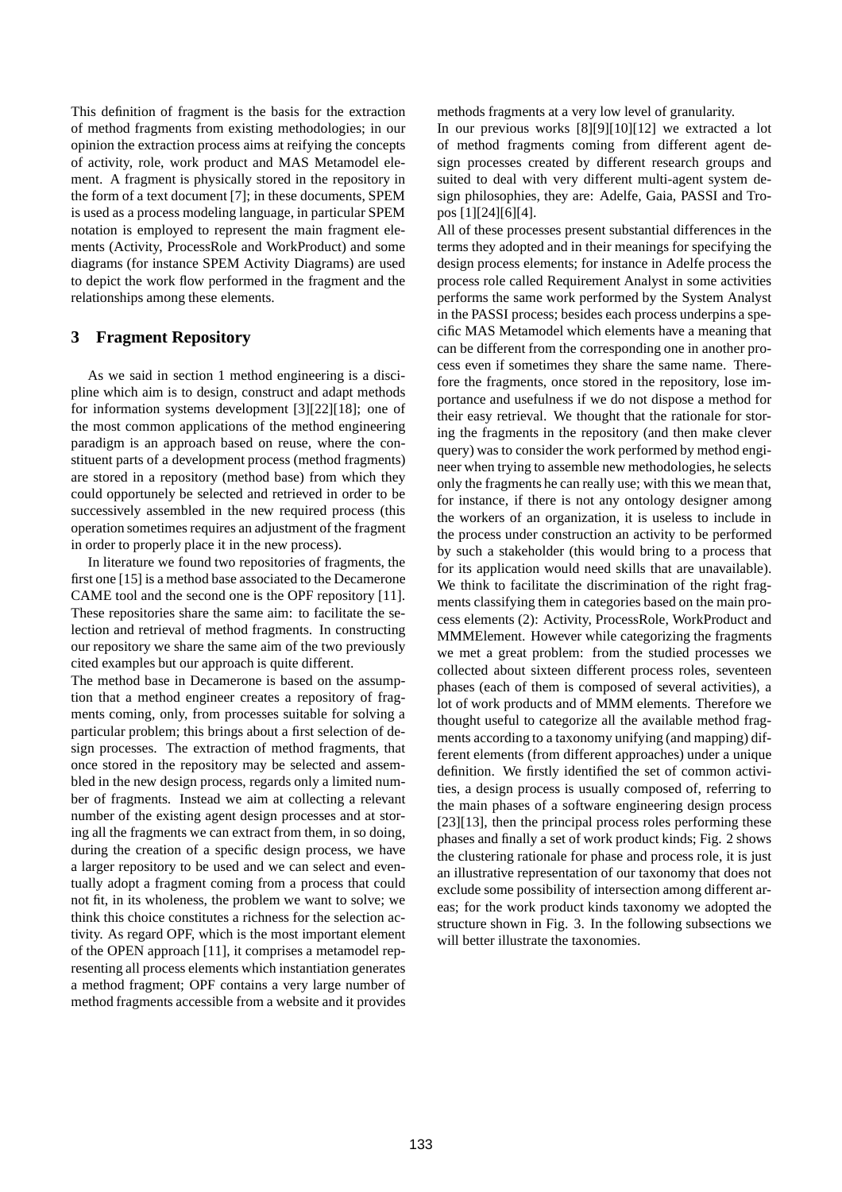This definition of fragment is the basis for the extraction of method fragments from existing methodologies; in our opinion the extraction process aims at reifying the concepts of activity, role, work product and MAS Metamodel element. A fragment is physically stored in the repository in the form of a text document [7]; in these documents, SPEM is used as a process modeling language, in particular SPEM notation is employed to represent the main fragment elements (Activity, ProcessRole and WorkProduct) and some diagrams (for instance SPEM Activity Diagrams) are used to depict the work flow performed in the fragment and the relationships among these elements.

## 3 Fragment Repository

As we said in section 1 method engineering is a discipline which aim is to design, construct and adapt methods for information systems development [3][22][18]; one of the most common applications of the method engineering paradigm is an approach based on reuse, where the constituent parts of a development process (method fragments) are stored in a repository (method base) from which they could opportunely be selected and retrieved in order to be successively assembled in the new required process (this operation sometimes requires an adjustment of the fragment in order to properly place it in the new process).

In literature we found two repositories of fragments, the first one [15] is a method base associated to the Decamerone CAME tool and the second one is the OPF repository [11]. These repositories share the same aim: to facilitate the selection and retrieval of method fragments. In constructing our repository we share the same aim of the two previously cited examples but our approach is quite different.

The method base in Decamerone is based on the assumption that a method engineer creates a repository of fragments coming, only, from processes suitable for solving a particular problem; this brings about a first selection of design processes. The extraction of method fragments, that once stored in the repository may be selected and assembled in the new design process, regards only a limited number of fragments. Instead we aim at collecting a relevant number of the existing agent design processes and at storing all the fragments we can extract from them, in so doing, during the creation of a specific design process, we have a larger repository to be used and we can select and eventually adopt a fragment coming from a process that could not fit, in its wholeness, the problem we want to solve; we think this choice constitutes a richness for the selection activity. As regard OPF, which is the most important element of the OPEN approach [11], it comprises a metamodel representing all process elements which instantiation generates a method fragment; OPF contains a very large number of method fragments accessible from a website and it provides methods fragments at a very low level of granularity.

In our previous works [8][9][10][12] we extracted a lot of method fragments coming from different agent design processes created by different research groups and suited to deal with very different multi-agent system design philosophies, they are: Adelfe, Gaia, PASSI and Tropos [1][24][6][4].

All of these processes present substantial differences in the terms they adopted and in their meanings for specifying the design process elements; for instance in Adelfe process the process role called Requirement Analyst in some activities performs the same work performed by the System Analyst in the PASSI process; besides each process underpins a specific MAS Metamodel which elements have a meaning that can be different from the corresponding one in another process even if sometimes they share the same name. Therefore the fragments, once stored in the repository, lose importance and usefulness if we do not dispose a method for their easy retrieval. We thought that the rationale for storing the fragments in the repository (and then make clever query) was to consider the work performed by method engineer when trying to assemble new methodologies, he selects only the fragments he can really use; with this we mean that, for instance, if there is not any ontology designer among the workers of an organization, it is useless to include in the process under construction an activity to be performed by such a stakeholder (this would bring to a process that for its application would need skills that are unavailable). We think to facilitate the discrimination of the right fragments classifying them in categories based on the main process elements (2): Activity, ProcessRole, WorkProduct and MMMElement. However while categorizing the fragments we met a great problem: from the studied processes we collected about sixteen different process roles, seventeen phases (each of them is composed of several activities), a lot of work products and of MMM elements. Therefore we thought useful to categorize all the available method fragments according to a taxonomy unifying (and mapping) different elements (from different approaches) under a unique definition. We firstly identified the set of common activities, a design process is usually composed of, referring to the main phases of a software engineering design process [23][13], then the principal process roles performing these phases and finally a set of work product kinds; Fig. 2 shows the clustering rationale for phase and process role, it is just an illustrative representation of our taxonomy that does not exclude some possibility of intersection among different areas; for the work product kinds taxonomy we adopted the structure shown in Fig. 3. In the following subsections we will better illustrate the taxonomies.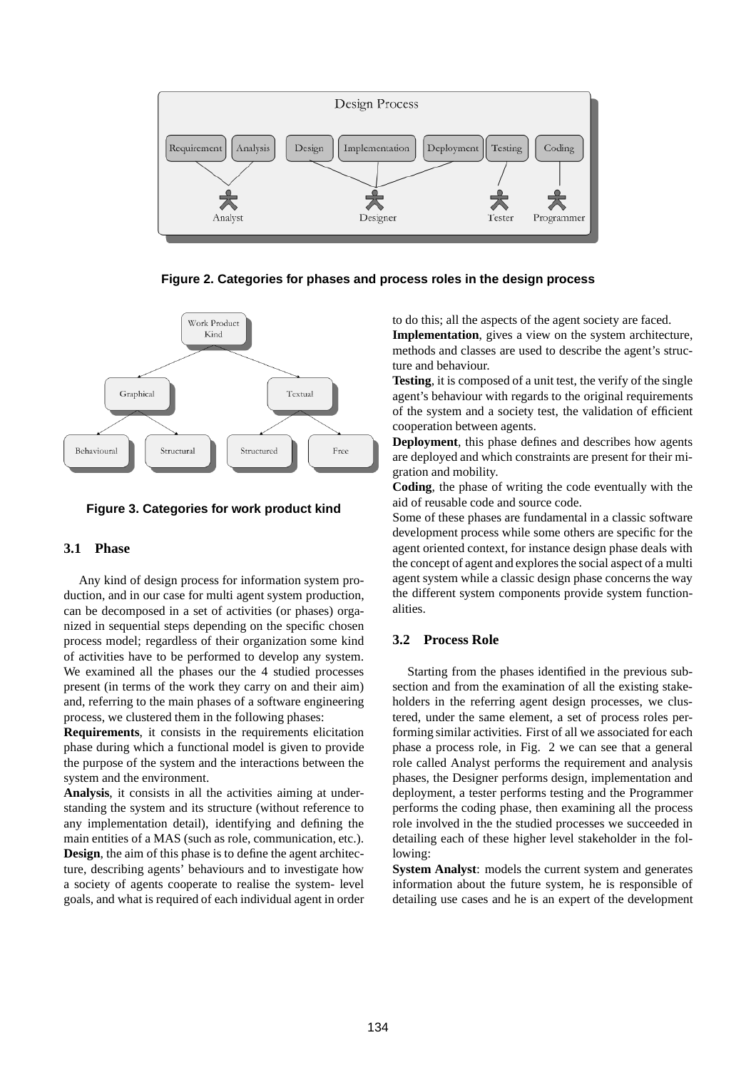**Figure 2. Categories for phases and process roles in the design process**

**Figure 3. Categories for work product kind**

### 3.1 Phase

Any kind of design process for information system production, and in our case for multi agent system production, can be decomposed in a set of activities (or phases) organized in sequential steps depending on the specific chosen process model; regardless of their organization some kind of activities have to be performed to develop any system. We examined all the phases our the 4 studied processes present (in terms of the work they carry on and their aim) and, referring to the main phases of a software engineering process, we clustered them in the following phases:

**Requirements**, it consists in the requirements elicitation phase during which a functional model is given to provide the purpose of the system and the interactions between the system and the environment.

**Analysis**, it consists in all the activities aiming at understanding the system and its structure (without reference to any implementation detail), identifying and defining the main entities of a MAS (such as role, communication, etc.).

**Design**, the aim of this phase is to define the agent architecture, describing agents' behaviours and to investigate how a society of agents cooperate to realise the system- level goals, and what is required of each individual agent in order to do this; all the aspects of the agent society are faced.

**Implementation**, gives a view on the system architecture, methods and classes are used to describe the agent's structure and behaviour.

**Testing**, it is composed of a unit test, the verify of the single agent's behaviour with regards to the original requirements of the system and a society test, the validation of efficient cooperation between agents.

**Deployment**, this phase defines and describes how agents are deployed and which constraints are present for their migration and mobility.

**Coding**, the phase of writing the code eventually with the aid of reusable code and source code.

Some of these phases are fundamental in a classic software development process while some others are specific for the agent oriented context, for instance design phase deals with the concept of agent and explores the social aspect of a multi agent system while a classic design phase concerns the way the different system components provide system functionalities.

### 3.2 Process Role

Starting from the phases identified in the previous subsection and from the examination of all the existing stakeholders in the referring agent design processes, we clustered, under the same element, a set of process roles performing similar activities. First of all we associated for each phase a process role, in Fig. 2 we can see that a general role called Analyst performs the requirement and analysis phases, the Designer performs design, implementation and deployment, a tester performs testing and the Programmer performs the coding phase, then examining all the process role involved in the the studied processes we succeeded in detailing each of these higher level stakeholder in the following:

**System Analyst**: models the current system and generates information about the future system, he is responsible of detailing use cases and he is an expert of the development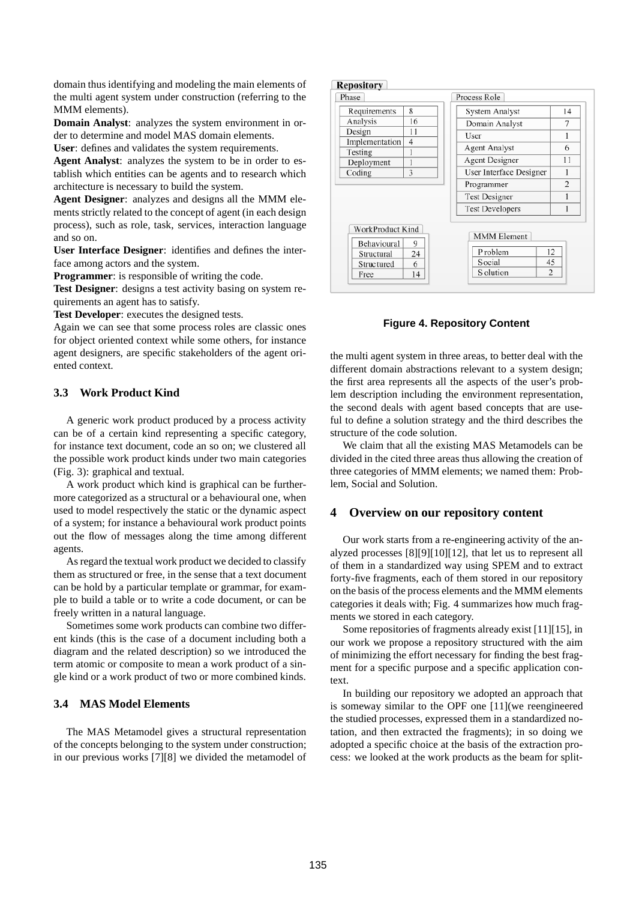domain thus identifying and modeling the main elements of the multi agent system under construction (referring to the MMM elements).

**Domain Analyst**: analyzes the system environment in order to determine and model MAS domain elements.

**User**: defines and validates the system requirements.

**Agent Analyst**: analyzes the system to be in order to establish which entities can be agents and to research which architecture is necessary to build the system.

**Agent Designer**: analyzes and designs all the MMM elements strictly related to the concept of agent (in each design process), such as role, task, services, interaction language and so on.

**User Interface Designer**: identifies and defines the interface among actors and the system.

**Programmer**: is responsible of writing the code.

**Test Designer**: designs a test activity basing on system requirements an agent has to satisfy.

**Test Developer**: executes the designed tests.

Again we can see that some process roles are classic ones for object oriented context while some others, for instance agent designers, are specific stakeholders of the agent oriented context.

### 3.3 Work Product Kind

A generic work product produced by a process activity can be of a certain kind representing a specific category, for instance text document, code an so on; we clustered all the possible work product kinds under two main categories (Fig. 3): graphical and textual.

A work product which kind is graphical can be furthermore categorized as a structural or a behavioural one, when used to model respectively the static or the dynamic aspect of a system; for instance a behavioural work product points out the flow of messages along the time among different agents.

As regard the textual work product we decided to classify them as structured or free, in the sense that a text document can be hold by a particular template or grammar, for example to build a table or to write a code document, or can be freely written in a natural language.

Sometimes some work products can combine two different kinds (this is the case of a document including both a diagram and the related description) so we introduced the term atomic or composite to mean a work product of a single kind or a work product of two or more combined kinds.

### 3.4 MAS Model Elements

The MAS Metamodel gives a structural representation of the concepts belonging to the system under construction; in our previous works [7][8] we divided the metamodel of the multi agent system in three areas, to better deal with the different domain abstractions relevant to a system design; the first area represents all the aspects of the user's problem description including the environment representation, the second deals with agent based concepts that are useful to define a solution strategy and the third describes the structure of the code solution.

We claim that all the existing MAS Metamodels can be divided in the cited three areas thus allowing the creation of three categories of MMM elements; we named them: Problem, Social and Solution.

**Repository**

| Phase | |
|---|---|
| Requirements | 8 |
| Analysis | 16 |
| Design | 11 |
| Implementation | 4 |
| Testing | 1 |
| Deployment | 1 |
| Coding | 3 |

| Process Role | |
|---|---|
| System Analyst | 14 |
| Domain Analyst | 7 |
| User | 1 |
| Agent Analyst | 6 |
| Agent Designer | 11 |
| User Interface Designer | 1 |
| Programmer | 2 |
| Test Designer | 1 |
| Test Developers | 1 |

| WorkProduct Kind | |
|---|---|
| Behavioural | 9 |
| Structural | 24 |
| Structured | 6 |
| Free | 14 |

| MMM Element | |
|---|---|
| Problem | 12 |
| Social | 45 |
| Solution | 2 |

**Figure 4. Repository Content**

## 4 Overview on our repository content

Our work starts from a re-engineering activity of the analyzed processes [8][9][10][12], that let us to represent all of them in a standardized way using SPEM and to extract forty-five fragments, each of them stored in our repository on the basis of the process elements and the MMM elements categories it deals with; Fig. 4 summarizes how much fragments we stored in each category.

Some repositories of fragments already exist [11][15], in our work we propose a repository structured with the aim of minimizing the effort necessary for finding the best fragment for a specific purpose and a specific application context.

In building our repository we adopted an approach that is someway similar to the OPF one [11](we reengineered the studied processes, expressed them in a standardized notation, and then extracted the fragments); in so doing we adopted a specific choice at the basis of the extraction process: we looked at the work products as the beam for split-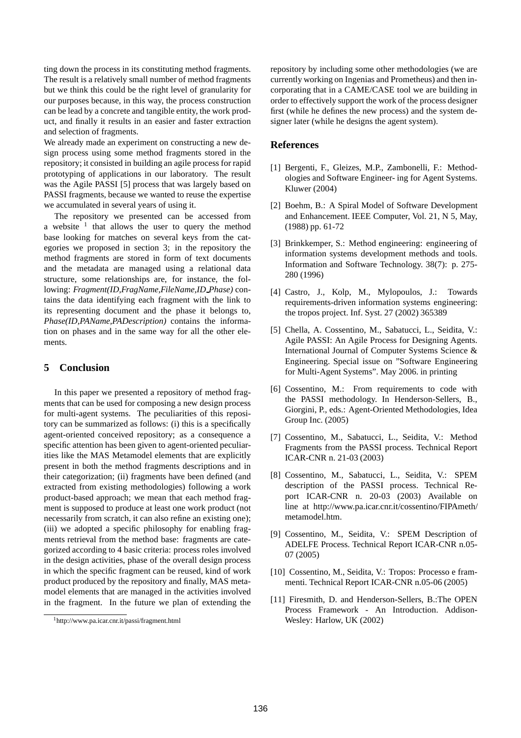ting down the process in its constituting method fragments. The result is a relatively small number of method fragments but we think this could be the right level of granularity for our purposes because, in this way, the process construction can be lead by a concrete and tangible entity, the work product, and finally it results in an easier and faster extraction and selection of fragments.

We already made an experiment on constructing a new design process using some method fragments stored in the repository; it consisted in building an agile process for rapid prototyping of applications in our laboratory. The result was the Agile PASSI [5] process that was largely based on PASSI fragments, because we wanted to reuse the expertise we accumulated in several years of using it.

The repository we presented can be accessed from a website [1] that allows the user to query the method base looking for matches on several keys from the categories we proposed in section 3; in the repository the method fragments are stored in form of text documents and the metadata are managed using a relational data structure, some relationships are, for instance, the following: *Fragment(ID,FragName,FileName,ID_Phase)* contains the data identifying each fragment with the link to its representing document and the phase it belongs to, *Phase(ID,PAName,PADescription)* contains the information on phases and in the same way for all the other elements.

## 5 Conclusion

In this paper we presented a repository of method fragments that can be used for composing a new design process for multi-agent systems. The peculiarities of this repository can be summarized as follows: (i) this is a specifically agent-oriented conceived repository; as a consequence a specific attention has been given to agent-oriented peculiarities like the MAS Metamodel elements that are explicitly present in both the method fragments descriptions and in their categorization; (ii) fragments have been defined (and extracted from existing methodologies) following a work product-based approach; we mean that each method fragment is supposed to produce at least one work product (not necessarily from scratch, it can also refine an existing one); (iii) we adopted a specific philosophy for enabling fragments retrieval from the method base: fragments are categorized according to 4 basic criteria: process roles involved in the design activities, phase of the overall design process in which the specific fragment can be reused, kind of work product produced by the repository and finally, MAS metamodel elements that are managed in the activities involved in the fragment. In the future we plan of extending the repository by including some other methodologies (we are currently working on Ingenias and Prometheus) and then incorporating that in a CAME/CASE tool we are building in order to effectively support the work of the process designer first (while he defines the new process) and the system designer later (while he designs the agent system).

[1] http://www.pa.icar.cnr.it/passi/fragment.html

## References

[1] Bergenti, F., Gleizes, M.P., Zambonelli, F.: Methodologies and Software Engineer- ing for Agent Systems. Kluwer (2004)

[2] Boehm, B.: A Spiral Model of Software Development and Enhancement. IEEE Computer, Vol. 21, N 5, May, (1988) pp. 61-72

[3] Brinkkemper, S.: Method engineering: engineering of information systems development methods and tools. Information and Software Technology. 38(7): p. 275-280 (1996)

[4] Castro, J., Kolp, M., Mylopoulos, J.: Towards requirements-driven information systems engineering: the tropos project. Inf. Syst. 27 (2002) 365389

[5] Chella, A. Cossentino, M., Sabatucci, L., Seidita, V.: Agile PASSI: An Agile Process for Designing Agents. International Journal of Computer Systems Science & Engineering. Special issue on "Software Engineering for Multi-Agent Systems". May 2006. in printing

[6] Cossentino, M.: From requirements to code with the PASSI methodology. In Henderson-Sellers, B., Giorgini, P., eds.: Agent-Oriented Methodologies, Idea Group Inc. (2005)

[7] Cossentino, M., Sabatucci, L., Seidita, V.: Method Fragments from the PASSI process. Technical Report ICAR-CNR n. 21-03 (2003)

[8] Cossentino, M., Sabatucci, L., Seidita, V.: SPEM description of the PASSI process. Technical Report ICAR-CNR n. 20-03 (2003) Available on line at http://www.pa.icar.cnr.it/cossentino/FIPAmeth/metamodel.htm.

[9] Cossentino, M., Seidita, V.: SPEM Description of ADELFE Process. Technical Report ICAR-CNR n.05-07 (2005)

[10] Cossentino, M., Seidita, V.: Tropos: Processo e frammenti. Technical Report ICAR-CNR n.05-06 (2005)

[11] Firesmith, D. and Henderson-Sellers, B.:The OPEN Process Framework - An Introduction. Addison-Wesley: Harlow, UK (2002)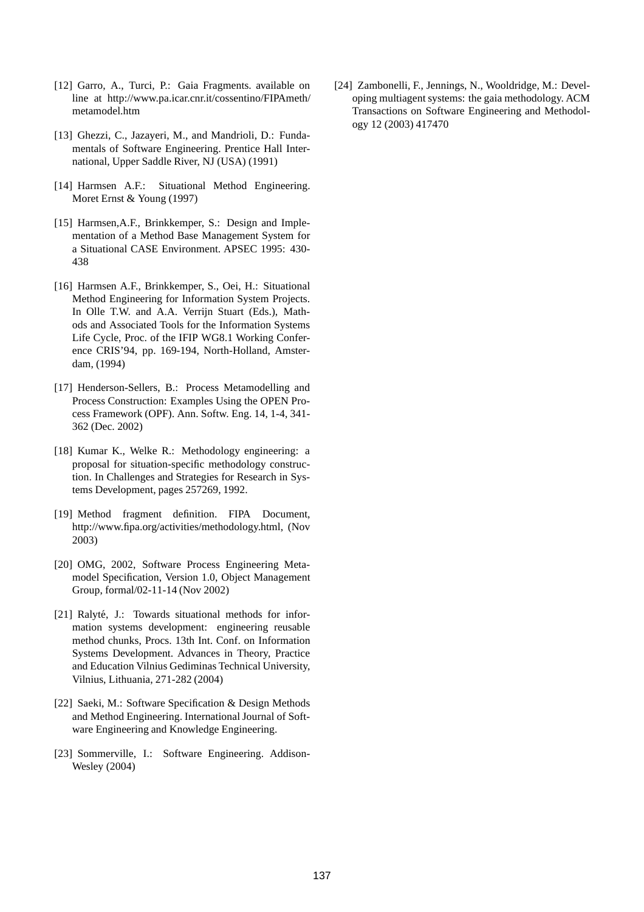[12] Garro, A., Turci, P.: Gaia Fragments. available on line at http://www.pa.icar.cnr.it/cossentino/FIPAmeth/metamodel.htm

[13] Ghezzi, C., Jazayeri, M., and Mandrioli, D.: Fundamentals of Software Engineering. Prentice Hall International, Upper Saddle River, NJ (USA) (1991)

[14] Harmsen A.F.: Situational Method Engineering. Moret Ernst & Young (1997)

[15] Harmsen,A.F., Brinkkemper, S.: Design and Implementation of a Method Base Management System for a Situational CASE Environment. APSEC 1995: 430-438

[16] Harmsen A.F., Brinkkemper, S., Oei, H.: Situational Method Engineering for Information System Projects. In Olle T.W. and A.A. Verrijn Stuart (Eds.), Mathods and Associated Tools for the Information Systems Life Cycle, Proc. of the IFIP WG8.1 Working Conference CRIS'94, pp. 169-194, North-Holland, Amsterdam, (1994)

[17] Henderson-Sellers, B.: Process Metamodelling and Process Construction: Examples Using the OPEN Process Framework (OPF). Ann. Softw. Eng. 14, 1-4, 341-362 (Dec. 2002)

[18] Kumar K., Welke R.: Methodology engineering: a proposal for situation-specific methodology construction. In Challenges and Strategies for Research in Systems Development, pages 257269, 1992.

[19] Method fragment definition. FIPA Document, http://www.fipa.org/activities/methodology.html, (Nov 2003)

[20] OMG, 2002, Software Process Engineering Metamodel Specification, Version 1.0, Object Management Group, formal/02-11-14 (Nov 2002)

[21] Ralyté, J.: Towards situational methods for information systems development: engineering reusable method chunks, Procs. 13th Int. Conf. on Information Systems Development. Advances in Theory, Practice and Education Vilnius Gediminas Technical University, Vilnius, Lithuania, 271-282 (2004)

[22] Saeki, M.: Software Specification & Design Methods and Method Engineering. International Journal of Software Engineering and Knowledge Engineering.

[23] Sommerville, I.: Software Engineering. Addison-Wesley (2004)

[24] Zambonelli, F., Jennings, N., Wooldridge, M.: Developing multiagent systems: the gaia methodology. ACM Transactions on Software Engineering and Methodology 12 (2003) 417470